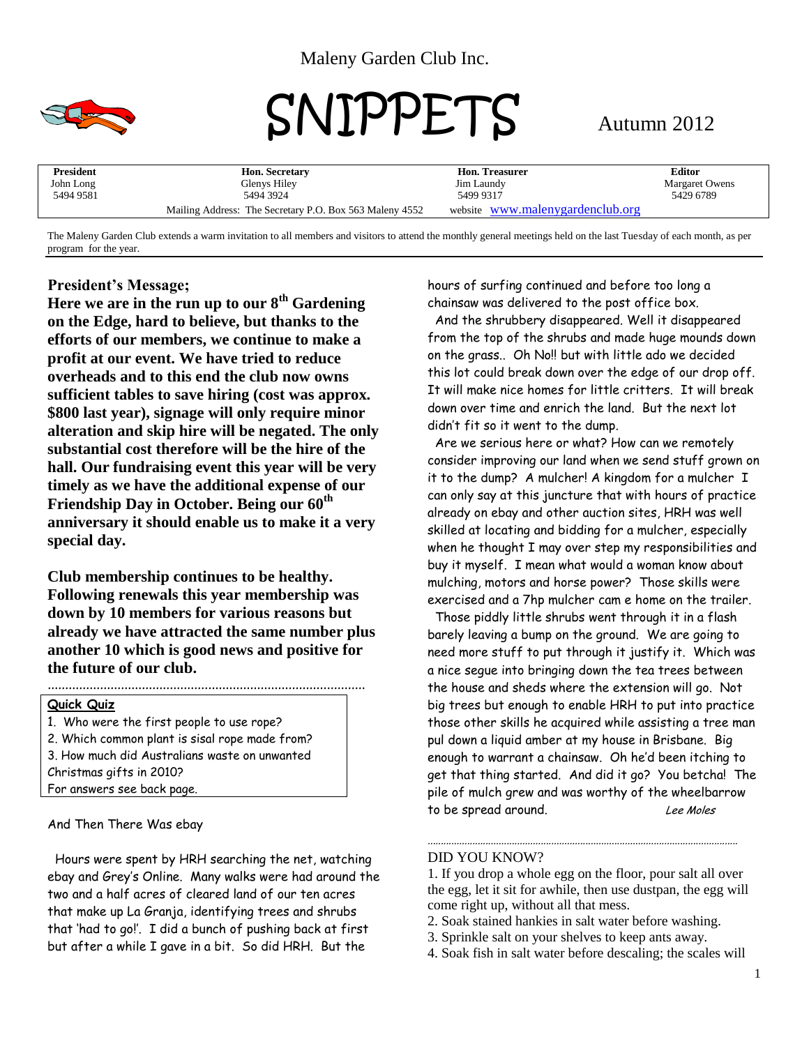Maleny Garden Club Inc.

# SNIPPETS

Autumn 2012

| President | Hon. Secretary | Hon. Treasurer | Editor |
|---|---|---|---|
| John Long | Glenys Hiley | Jim Laundy | Margaret Owens |
| 5494 9581 | 5494 3924 | 5499 9317 | 5429 6789 |

Mailing Address: The Secretary P.O. Box 563 Maleny 4552 website www.malenygardenclub.org

The Maleny Garden Club extends a warm invitation to all members and visitors to attend the monthly general meetings held on the last Tuesday of each month, as per program for the year.

## President's Message;

**Here we are in the run up to our 8th Gardening on the Edge, hard to believe, but thanks to the efforts of our members, we continue to make a profit at our event. We have tried to reduce overheads and to this end the club now owns sufficient tables to save hiring (cost was approx. $800 last year), signage will only require minor alteration and skip hire will be negated. The only substantial cost therefore will be the hire of the hall. Our fundraising event this year will be very timely as we have the additional expense of our Friendship Day in October. Being our 60th anniversary it should enable us to make it a very special day.**

**Club membership continues to be healthy. Following renewals this year membership was down by 10 members for various reasons but already we have attracted the same number plus another 10 which is good news and positive for the future of our club.**

**Quick Quiz**

1. Who were the first people to use rope?
2. Which common plant is sisal rope made from?
3. How much did Australians waste on unwanted Christmas gifts in 2010?

For answers see back page.

## And Then There Was ebay

Hours were spent by HRH searching the net, watching ebay and Grey's Online. Many walks were had around the two and a half acres of cleared land of our ten acres that make up La Granja, identifying trees and shrubs that 'had to go!'. I did a bunch of pushing back at first but after a while I gave in a bit. So did HRH. But the hours of surfing continued and before too long a chainsaw was delivered to the post office box.

And the shrubbery disappeared. Well it disappeared from the top of the shrubs and made huge mounds down on the grass.. Oh No!! but with little ado we decided this lot could break down over the edge of our drop off. It will make nice homes for little critters. It will break down over time and enrich the land. But the next lot didn't fit so it went to the dump.

Are we serious here or what? How can we remotely consider improving our land when we send stuff grown on it to the dump? A mulcher! A kingdom for a mulcher I can only say at this juncture that with hours of practice already on ebay and other auction sites, HRH was well skilled at locating and bidding for a mulcher, especially when he thought I may over step my responsibilities and buy it myself. I mean what would a woman know about mulching, motors and horse power? Those skills were exercised and a 7hp mulcher cam e home on the trailer.

Those piddly little shrubs went through it in a flash barely leaving a bump on the ground. We are going to need more stuff to put through it justify it. Which was a nice segue into bringing down the tea trees between the house and sheds where the extension will go. Not big trees but enough to enable HRH to put into practice those other skills he acquired while assisting a tree man pul down a liquid amber at my house in Brisbane. Big enough to warrant a chainsaw. Oh he'd been itching to get that thing started. And did it go? You betcha! The pile of mulch grew and was worthy of the wheelbarrow to be spread around.

*Lee Moles*

## DID YOU KNOW?

1. If you drop a whole egg on the floor, pour salt all over the egg, let it sit for awhile, then use dustpan, the egg will come right up, without all that mess.
2. Soak stained hankies in salt water before washing.
3. Sprinkle salt on your shelves to keep ants away.
4. Soak fish in salt water before descaling; the scales will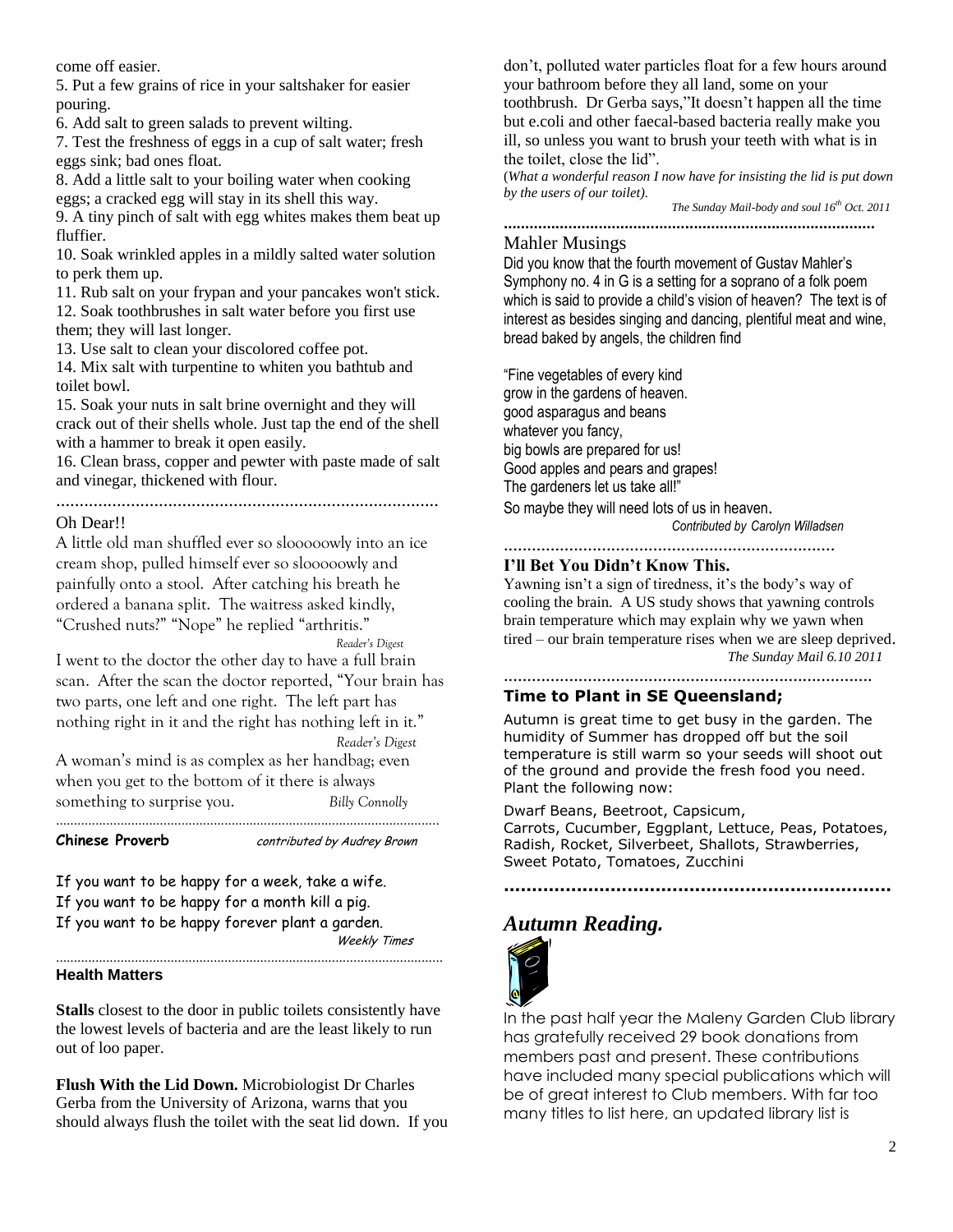come off easier.

5. Put a few grains of rice in your saltshaker for easier pouring.

6. Add salt to green salads to prevent wilting.

7. Test the freshness of eggs in a cup of salt water; fresh eggs sink; bad ones float.

8. Add a little salt to your boiling water when cooking eggs; a cracked egg will stay in its shell this way.

9. A tiny pinch of salt with egg whites makes them beat up fluffier.

10. Soak wrinkled apples in a mildly salted water solution to perk them up.

11. Rub salt on your frypan and your pancakes won't stick.

12. Soak toothbrushes in salt water before you first use them; they will last longer.

13. Use salt to clean your discolored coffee pot.

14. Mix salt with turpentine to whiten you bathtub and toilet bowl.

15. Soak your nuts in salt brine overnight and they will crack out of their shells whole. Just tap the end of the shell with a hammer to break it open easily.

16. Clean brass, copper and pewter with paste made of salt and vinegar, thickened with flour.

.................................................................................

## Oh Dear!!

A little old man shuffled ever so slooooowly into an ice cream shop, pulled himself ever so slooooowly and painfully onto a stool. After catching his breath he ordered a banana split. The waitress asked kindly, "Crushed nuts?" "Nope" he replied "arthritis."

*Reader's Digest*

I went to the doctor the other day to have a full brain scan. After the scan the doctor reported, "Your brain has two parts, one left and one right. The left part has nothing right in it and the right has nothing left in it."

*Reader's Digest*

A woman's mind is as complex as her handbag; even when you get to the bottom of it there is always something to surprise you. *Billy Connolly*

.................................................................................

**Chinese Proverb** *contributed by Audrey Brown*

If you want to be happy for a week, take a wife.
If you want to be happy for a month kill a pig.
If you want to be happy forever plant a garden.

*Weekly Times*

.................................................................................

## Health Matters

**Stalls** closest to the door in public toilets consistently have the lowest levels of bacteria and are the least likely to run out of loo paper.

**Flush With the Lid Down.** Microbiologist Dr Charles Gerba from the University of Arizona, warns that you should always flush the toilet with the seat lid down. If you don't, polluted water particles float for a few hours around your bathroom before they all land, some on your toothbrush. Dr Gerba says,"It doesn't happen all the time but e.coli and other faecal-based bacteria really make you ill, so unless you want to brush your teeth with what is in the toilet, close the lid".

(*What a wonderful reason I now have for insisting the lid is put down by the users of our toilet).*

*The Sunday Mail-body and soul 16th Oct. 2011*

.................................................................................

## Mahler Musings

Did you know that the fourth movement of Gustav Mahler's Symphony no. 4 in G is a setting for a soprano of a folk poem which is said to provide a child's vision of heaven? The text is of interest as besides singing and dancing, plentiful meat and wine, bread baked by angels, the children find

"Fine vegetables of every kind
grow in the gardens of heaven.
good asparagus and beans
whatever you fancy,
big bowls are prepared for us!
Good apples and pears and grapes!
The gardeners let us take all!"

So maybe they will need lots of us in heaven.

*Contributed by Carolyn Willadsen*

.................................................................................

## I'll Bet You Didn't Know This.

Yawning isn't a sign of tiredness, it's the body's way of cooling the brain. A US study shows that yawning controls brain temperature which may explain why we yawn when tired – our brain temperature rises when we are sleep deprived.

*The Sunday Mail 6.10 2011*

.................................................................................

## Time to Plant in SE Queensland;

Autumn is great time to get busy in the garden. The humidity of Summer has dropped off but the soil temperature is still warm so your seeds will shoot out of the ground and provide the fresh food you need. Plant the following now:

Dwarf Beans, Beetroot, Capsicum,
Carrots, Cucumber, Eggplant, Lettuce, Peas, Potatoes, Radish, Rocket, Silverbeet, Shallots, Strawberries, Sweet Potato, Tomatoes, Zucchini

.................................................................................

## *Autumn Reading.*

In the past half year the Maleny Garden Club library has gratefully received 29 book donations from members past and present. These contributions have included many special publications which will be of great interest to Club members. With far too many titles to list here, an updated library list is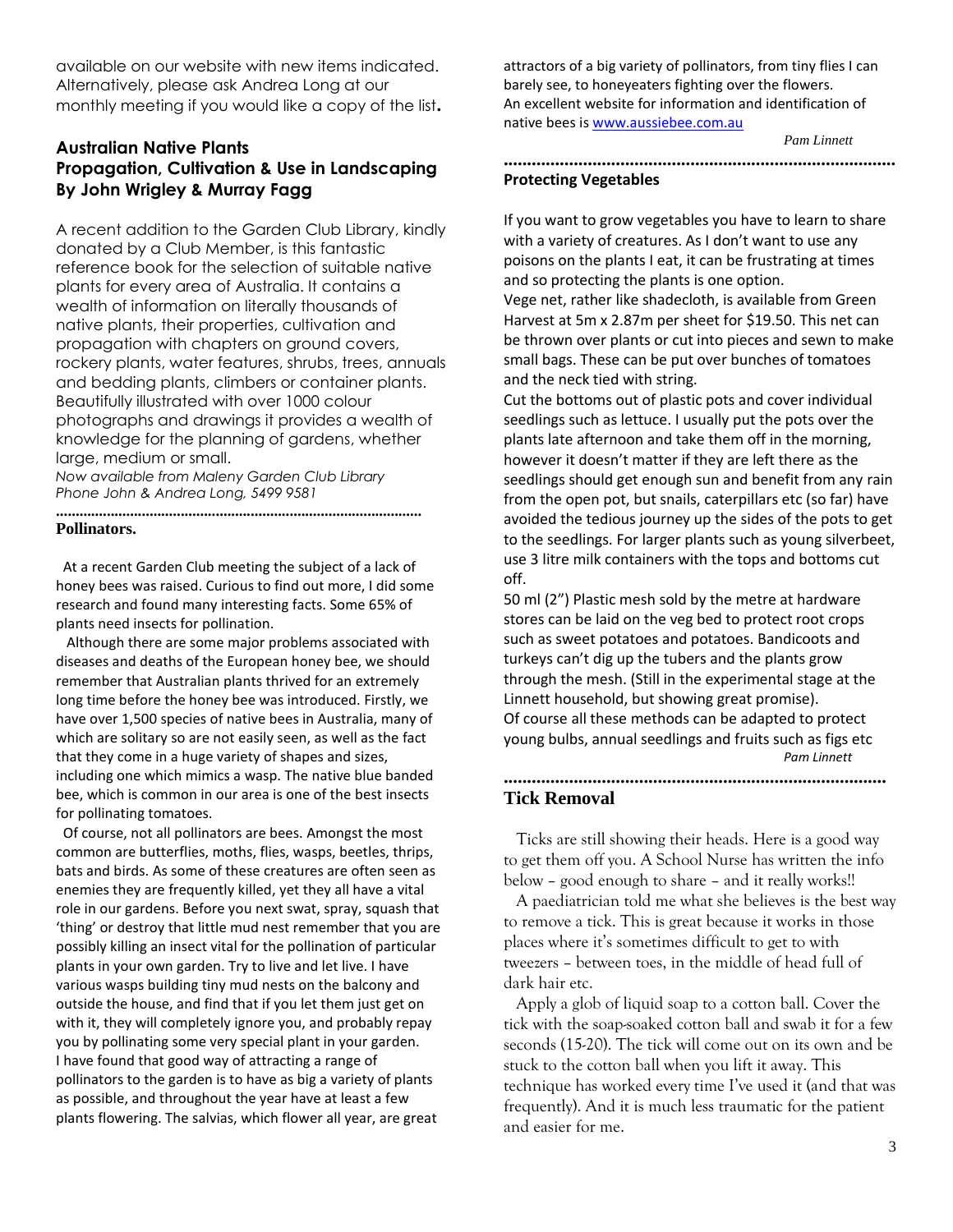available on our website with new items indicated. Alternatively, please ask Andrea Long at our monthly meeting if you would like a copy of the list**.**

## Australian Native Plants Propagation, Cultivation & Use in Landscaping By John Wrigley & Murray Fagg

A recent addition to the Garden Club Library, kindly donated by a Club Member, is this fantastic reference book for the selection of suitable native plants for every area of Australia. It contains a wealth of information on literally thousands of native plants, their properties, cultivation and propagation with chapters on ground covers, rockery plants, water features, shrubs, trees, annuals and bedding plants, climbers or container plants. Beautifully illustrated with over 1000 colour photographs and drawings it provides a wealth of knowledge for the planning of gardens, whether large, medium or small.

*Now available from Maleny Garden Club Library*
*Phone John & Andrea Long, 5499 9581*

## Pollinators.

At a recent Garden Club meeting the subject of a lack of honey bees was raised. Curious to find out more, I did some research and found many interesting facts. Some 65% of plants need insects for pollination.

Although there are some major problems associated with diseases and deaths of the European honey bee, we should remember that Australian plants thrived for an extremely long time before the honey bee was introduced. Firstly, we have over 1,500 species of native bees in Australia, many of which are solitary so are not easily seen, as well as the fact that they come in a huge variety of shapes and sizes, including one which mimics a wasp. The native blue banded bee, which is common in our area is one of the best insects for pollinating tomatoes.

Of course, not all pollinators are bees. Amongst the most common are butterflies, moths, flies, wasps, beetles, thrips, bats and birds. As some of these creatures are often seen as enemies they are frequently killed, yet they all have a vital role in our gardens. Before you next swat, spray, squash that 'thing' or destroy that little mud nest remember that you are possibly killing an insect vital for the pollination of particular plants in your own garden. Try to live and let live. I have various wasps building tiny mud nests on the balcony and outside the house, and find that if you let them just get on with it, they will completely ignore you, and probably repay you by pollinating some very special plant in your garden.
I have found that good way of attracting a range of pollinators to the garden is to have as big a variety of plants as possible, and throughout the year have at least a few plants flowering. The salvias, which flower all year, are great attractors of a big variety of pollinators, from tiny flies I can barely see, to honeyeaters fighting over the flowers.
An excellent website for information and identification of native bees is www.aussiebee.com.au

*Pam Linnett*

## Protecting Vegetables

If you want to grow vegetables you have to learn to share with a variety of creatures. As I don't want to use any poisons on the plants I eat, it can be frustrating at times and so protecting the plants is one option.
Vege net, rather like shadecloth, is available from Green Harvest at 5m x 2.87m per sheet for $19.50. This net can be thrown over plants or cut into pieces and sewn to make small bags. These can be put over bunches of tomatoes and the neck tied with string.
Cut the bottoms out of plastic pots and cover individual seedlings such as lettuce. I usually put the pots over the plants late afternoon and take them off in the morning, however it doesn't matter if they are left there as the seedlings should get enough sun and benefit from any rain from the open pot, but snails, caterpillars etc (so far) have avoided the tedious journey up the sides of the pots to get to the seedlings. For larger plants such as young silverbeet, use 3 litre milk containers with the tops and bottoms cut off.
50 ml (2") Plastic mesh sold by the metre at hardware stores can be laid on the veg bed to protect root crops such as sweet potatoes and potatoes. Bandicoots and turkeys can't dig up the tubers and the plants grow through the mesh. (Still in the experimental stage at the Linnett household, but showing great promise).
Of course all these methods can be adapted to protect young bulbs, annual seedlings and fruits such as figs etc

*Pam Linnett*

## Tick Removal

Ticks are still showing their heads. Here is a good way to get them off you. A School Nurse has written the info below – good enough to share – and it really works!!

A paediatrician told me what she believes is the best way to remove a tick. This is great because it works in those places where it's sometimes difficult to get to with tweezers – between toes, in the middle of head full of dark hair etc.

Apply a glob of liquid soap to a cotton ball. Cover the tick with the soap-soaked cotton ball and swab it for a few seconds (15-20). The tick will come out on its own and be stuck to the cotton ball when you lift it away. This technique has worked every time I've used it (and that was frequently). And it is much less traumatic for the patient and easier for me.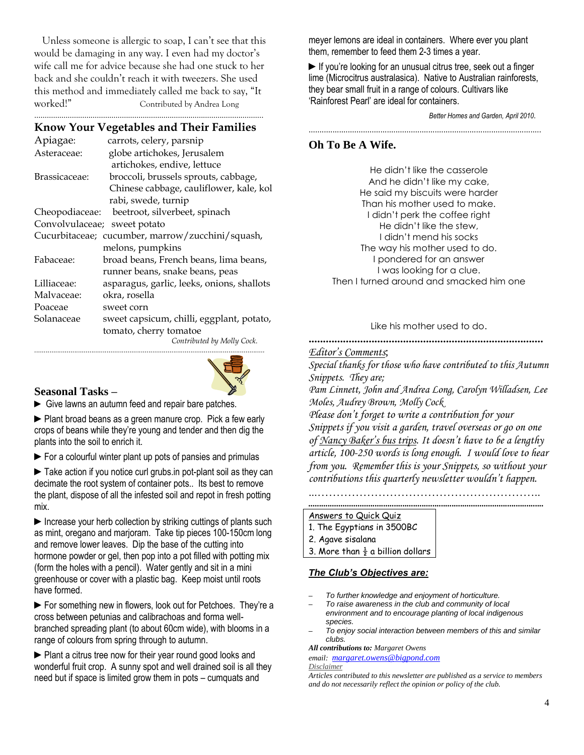Unless someone is allergic to soap, I can't see that this would be damaging in any way. I even had my doctor's wife call me for advice because she had one stuck to her back and she couldn't reach it with tweezers. She used this method and immediately called me back to say, "It worked!"

Contributed by Andrea Long

## Know Your Vegetables and Their Families

| | |
|---|---|
| Apiagae: | carrots, celery, parsnip |
| Asteraceae: | globe artichokes, Jerusalem artichokes, endive, lettuce |
| Brassicaceae: | broccoli, brussels sprouts, cabbage, Chinese cabbage, cauliflower, kale, kol rabi, swede, turnip |
| Cheopodiaceae: | beetroot, silverbeet, spinach |
| Convolvulaceae; | sweet potato |
| Cucurbitaceae; | cucumber, marrow/zucchini/squash, melons, pumpkins |
| Fabaceae: | broad beans, French beans, lima beans, runner beans, snake beans, peas |
| Lilliaceae: | asparagus, garlic, leeks, onions, shallots |
| Malvaceae: | okra, rosella |
| Poaceae | sweet corn |
| Solanaceae | sweet capsicum, chilli, eggplant, potato, tomato, cherry tomatoe |

Contributed by Molly Cock.

## Seasonal Tasks –

► Give lawns an autumn feed and repair bare patches.

► Plant broad beans as a green manure crop. Pick a few early crops of beans while they're young and tender and then dig the plants into the soil to enrich it.

► For a colourful winter plant up pots of pansies and primulas

► Take action if you notice curl grubs.in pot-plant soil as they can decimate the root system of container pots.. Its best to remove the plant, dispose of all the infested soil and repot in fresh potting mix.

► Increase your herb collection by striking cuttings of plants such as mint, oregano and marjoram. Take tip pieces 100-150cm long and remove lower leaves. Dip the base of the cutting into hormone powder or gel, then pop into a pot filled with potting mix (form the holes with a pencil). Water gently and sit in a mini greenhouse or cover with a plastic bag. Keep moist until roots have formed.

► For something new in flowers, look out for Petchoes. They're a cross between petunias and calibrachoas and forma well-branched spreading plant (to about 60cm wide), with blooms in a range of colours from spring through to autumn.

► Plant a citrus tree now for their year round good looks and wonderful fruit crop. A sunny spot and well drained soil is all they need but if space is limited grow them in pots – cumquats and meyer lemons are ideal in containers. Where ever you plant them, remember to feed them 2-3 times a year.

► If you're looking for an unusual citrus tree, seek out a finger lime (Microcitrus australasica). Native to Australian rainforests, they bear small fruit in a range of colours. Cultivars like 'Rainforest Pearl' are ideal for containers.

*Better Homes and Garden, April 2010.*

## Oh To Be A Wife.

He didn't like the casserole  
And he didn't like my cake,  
He said my biscuits were harder  
Than his mother used to make.  
I didn't perk the coffee right  
He didn't like the stew,  
I didn't mend his socks  
The way his mother used to do.  
I pondered for an answer  
I was looking for a clue.  
Then I turned around and smacked him one

Like his mother used to do.

*Editor's Comments;*

*Special thanks for those who have contributed to this Autumn Snippets. They are;*

*Pam Linnett, John and Andrea Long, Carolyn Willadsen, Lee Moles, Audrey Brown, Molly Cock*

*Please don't forget to write a contribution for your Snippets if you visit a garden, travel overseas or go on one of Nancy Baker's bus trips. It doesn't have to be a lengthy article, 100-250 words is long enough. I would love to hear from you. Remember this is your Snippets, so without your contributions this quarterly newsletter wouldn't happen.*

Answers to Quick Quiz

1. The Egyptians in 3500BC
2. Agave sisalana
3. More than ½ a billion dollars

***The Club's Objectives are:***

- *To further knowledge and enjoyment of horticulture.*
- *To raise awareness in the club and community of local environment and to encourage planting of local indigenous species.*
- *To enjoy social interaction between members of this and similar clubs.*

***All contributions to:*** *Margaret Owens*

*email: margaret.owens@bigpond.com*

*Disclaimer*

*Articles contributed to this newsletter are published as a service to members and do not necessarily reflect the opinion or policy of the club.*